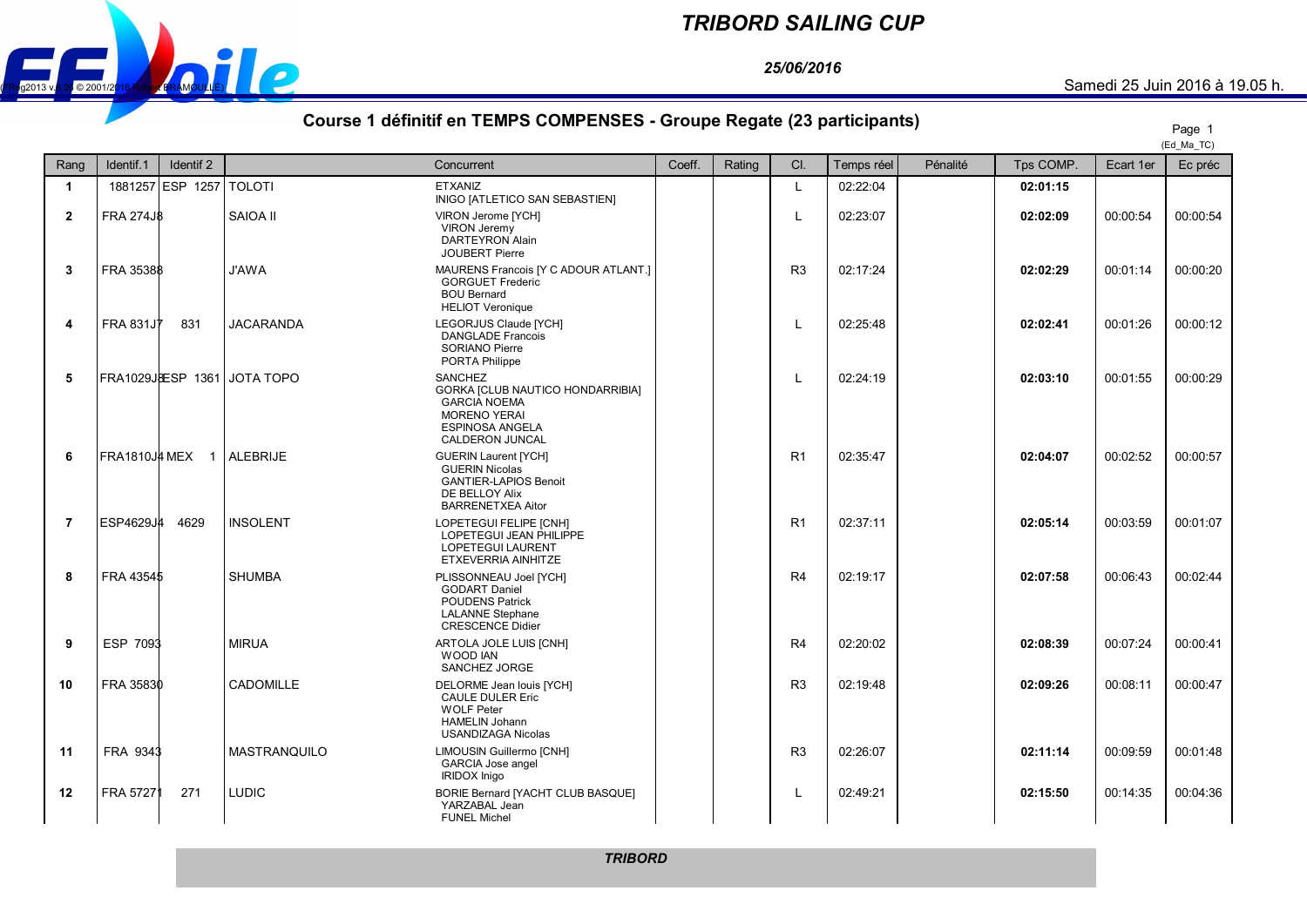# TRIBORD SAILING CUP

*25/06/2016*

Samedi 25 Juin 2016 à 19.05 h.

## Course 1 définitif en TEMPS COMPENSES - Groupe Regate (23 participants)

(Ed_Ma_TC)

| Rang | Identif.1 | Identif 2 | Concurrent | | Coeff. | Rating | Cl. | Temps réel | Pénalité | Tps COMP. | Ecart 1er | Ec préc |
|---|---|---|---|---|---|---|---|---|---|---|---|---|
| 1 | 1881257 | ESP 1257 | TOLOTI | ETXANIZ INIGO [ATLETICO SAN SEBASTIEN] | | | L | 02:22:04 | | **02:01:15** | | |
| 2 | FRA 274J8 | | SAIOA II | VIRON Jerome [YCH] VIRON Jeremy DARTEYRON Alain JOUBERT Pierre | | | L | 02:23:07 | | **02:02:09** | 00:00:54 | 00:00:54 |
| 3 | FRA 35388 | | J'AWA | MAURENS Francois [Y C ADOUR ATLANT.] GORGUET Frederic BOU Bernard HELIOT Veronique | | | R3 | 02:17:24 | | **02:02:29** | 00:01:14 | 00:00:20 |
| 4 | FRA 831J7 | 831 | JACARANDA | LEGORJUS Claude [YCH] DANGLADE Francois SORIANO Pierre PORTA Philippe | | | L | 02:25:48 | | **02:02:41** | 00:01:26 | 00:00:12 |
| 5 | FRA1029J8 | ESP 1361 | JOTA TOPO | SANCHEZ GORKA [CLUB NAUTICO HONDARRIBIA] GARCIA NOEMA MORENO YERAI ESPINOSA ANGELA CALDERON JUNCAL | | | L | 02:24:19 | | **02:03:10** | 00:01:55 | 00:00:29 |
| 6 | FRA1810J4 | MEX 1 | ALEBRIJE | GUERIN Laurent [YCH] GUERIN Nicolas GANTIER-LAPIOS Benoit DE BELLOY Alix BARRENETXEA Aitor | | | R1 | 02:35:47 | | **02:04:07** | 00:02:52 | 00:00:57 |
| 7 | ESP4629J4 | 4629 | INSOLENT | LOPETEGUI FELIPE [CNH] LOPETEGUI JEAN PHILIPPE LOPETEGUI LAURENT ETXEVERRIA AINHITZE | | | R1 | 02:37:11 | | **02:05:14** | 00:03:59 | 00:01:07 |
| 8 | FRA 43545 | | SHUMBA | PLISSONNEAU Joel [YCH] GODART Daniel POUDENS Patrick LALANNE Stephane CRESCENCE Didier | | | R4 | 02:19:17 | | **02:07:58** | 00:06:43 | 00:02:44 |
| 9 | ESP 7093 | | MIRUA | ARTOLA JOLE LUIS [CNH] WOOD IAN SANCHEZ JORGE | | | R4 | 02:20:02 | | **02:08:39** | 00:07:24 | 00:00:41 |
| 10 | FRA 35830 | | CADOMILLE | DELORME Jean louis [YCH] CAULE DULER Eric WOLF Peter HAMELIN Johann USANDIZAGA Nicolas | | | R3 | 02:19:48 | | **02:09:26** | 00:08:11 | 00:00:47 |
| 11 | FRA 9343 | | MASTRANQUILO | LIMOUSIN Guillermo [CNH] GARCIA Jose angel IRIDOX Inigo | | | R3 | 02:26:07 | | **02:11:14** | 00:09:59 | 00:01:48 |
| 12 | FRA 57271 | 271 | LUDIC | BORIE Bernard [YACHT CLUB BASQUE] YARZABAL Jean FUNEL Michel | | | L | 02:49:21 | | **02:15:50** | 00:14:35 | 00:04:36 |

*TRIBORD*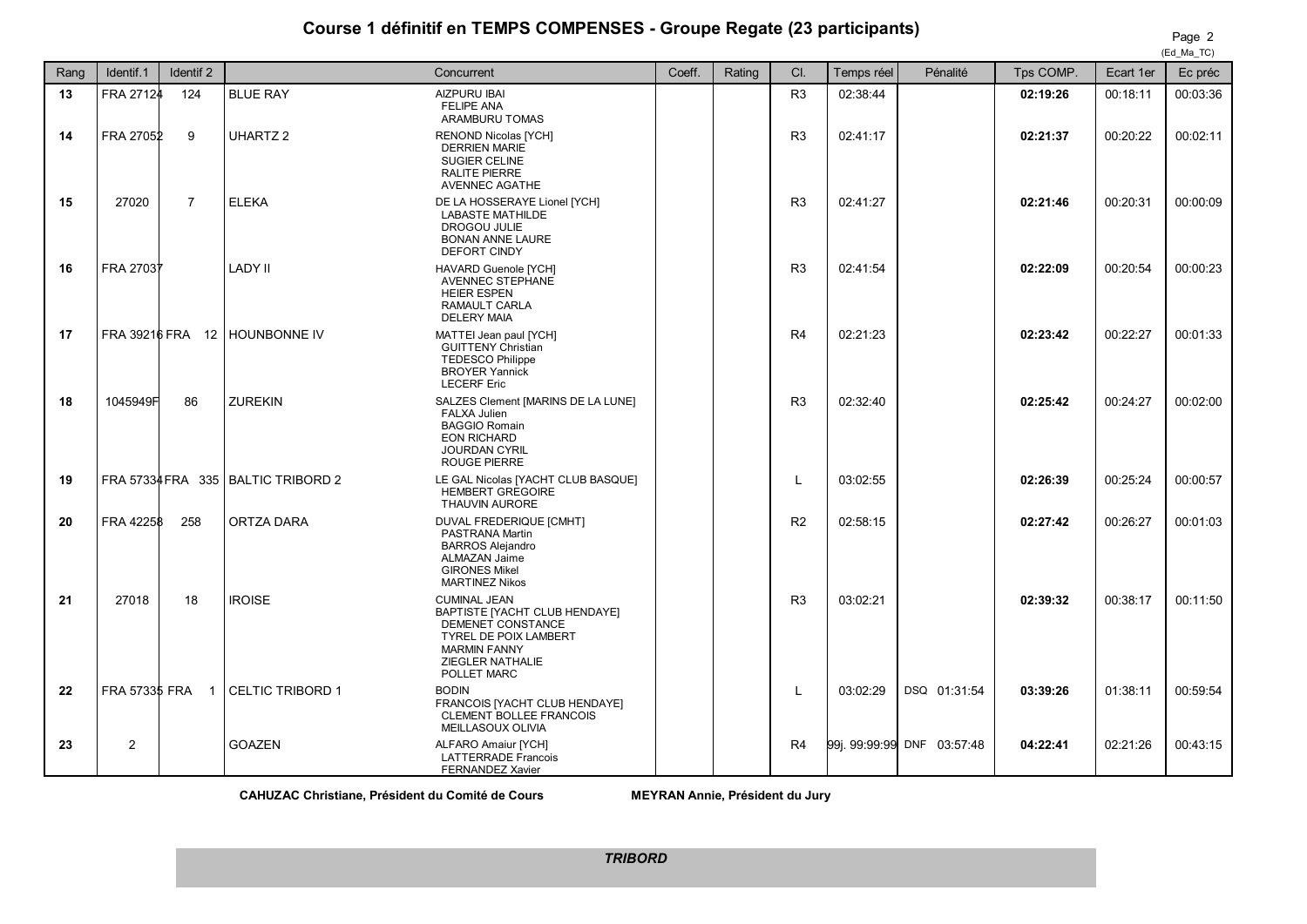# Course 1 définitif en TEMPS COMPENSES - Groupe Regate (23 participants)

(Ed_Ma_TC)

| Rang | Identif.1 | Identif 2 | | Concurrent | Coeff. | Rating | Cl. | Temps réel | Pénalité | Tps COMP. | Ecart 1er | Ec préc |
|---|---|---|---|---|---|---|---|---|---|---|---|---|
| 13 | FRA 27124 | 124 | BLUE RAY | AIZPURU IBAI<br>FELIPE ANA<br>ARAMBURU TOMAS | | | R3 | 02:38:44 | | **02:19:26** | 00:18:11 | 00:03:36 |
| 14 | FRA 27052 | 9 | UHARTZ 2 | RENOND Nicolas [YCH]<br>DERRIEN MARIE<br>SUGIER CELINE<br>RALITE PIERRE<br>AVENNEC AGATHE | | | R3 | 02:41:17 | | **02:21:37** | 00:20:22 | 00:02:11 |
| 15 | 27020 | 7 | ELEKA | DE LA HOSSERAYE Lionel [YCH]<br>LABASTE MATHILDE<br>DROGOU JULIE<br>BONAN ANNE LAURE<br>DEFORT CINDY | | | R3 | 02:41:27 | | **02:21:46** | 00:20:31 | 00:00:09 |
| 16 | FRA 27037 | | LADY II | HAVARD Guenole [YCH]<br>AVENNEC STEPHANE<br>HEIER ESPEN<br>RAMAULT CARLA<br>DELERY MAIA | | | R3 | 02:41:54 | | **02:22:09** | 00:20:54 | 00:00:23 |
| 17 | FRA 39216 | FRA 12 | HOUNBONNE IV | MATTEI Jean paul [YCH]<br>GUITTENY Christian<br>TEDESCO Philippe<br>BROYER Yannick<br>LECERF Eric | | | R4 | 02:21:23 | | **02:23:42** | 00:22:27 | 00:01:33 |
| 18 | 1045949F | 86 | ZUREKIN | SALZES Clement [MARINS DE LA LUNE]<br>FALXA Julien<br>BAGGIO Romain<br>EON RICHARD<br>JOURDAN CYRIL<br>ROUGE PIERRE | | | R3 | 02:32:40 | | **02:25:42** | 00:24:27 | 00:02:00 |
| 19 | FRA 57334 | FRA 335 | BALTIC TRIBORD 2 | LE GAL Nicolas [YACHT CLUB BASQUE]<br>HEMBERT GREGOIRE<br>THAUVIN AURORE | | | L | 03:02:55 | | **02:26:39** | 00:25:24 | 00:00:57 |
| 20 | FRA 42258 | 258 | ORTZA DARA | DUVAL FREDERIQUE [CMHT]<br>PASTRANA Martin<br>BARROS Alejandro<br>ALMAZAN Jaime<br>GIRONES Mikel<br>MARTINEZ Nikos | | | R2 | 02:58:15 | | **02:27:42** | 00:26:27 | 00:01:03 |
| 21 | 27018 | 18 | IROISE | CUMINAL JEAN BAPTISTE [YACHT CLUB HENDAYE]<br>DEMENET CONSTANCE<br>TYREL DE POIX LAMBERT<br>MARMIN FANNY<br>ZIEGLER NATHALIE<br>POLLET MARC | | | R3 | 03:02:21 | | **02:39:32** | 00:38:17 | 00:11:50 |
| 22 | FRA 57335 | FRA 1 | CELTIC TRIBORD 1 | BODIN FRANCOIS [YACHT CLUB HENDAYE]<br>CLEMENT BOLLEE FRANCOIS<br>MEILLASOUX OLIVIA | | | L | 03:02:29 | DSQ 01:31:54 | **03:39:26** | 01:38:11 | 00:59:54 |
| 23 | 2 | | GOAZEN | ALFARO Amaiur [YCH]<br>LATTERRADE Francois<br>FERNANDEZ Xavier | | | R4 | 99j. 99:99:99 | DNF 03:57:48 | **04:22:41** | 02:21:26 | 00:43:15 |

**CAHUZAC Christiane, Président du Comité de Cours** **MEYRAN Annie, Président du Jury**

***TRIBORD***